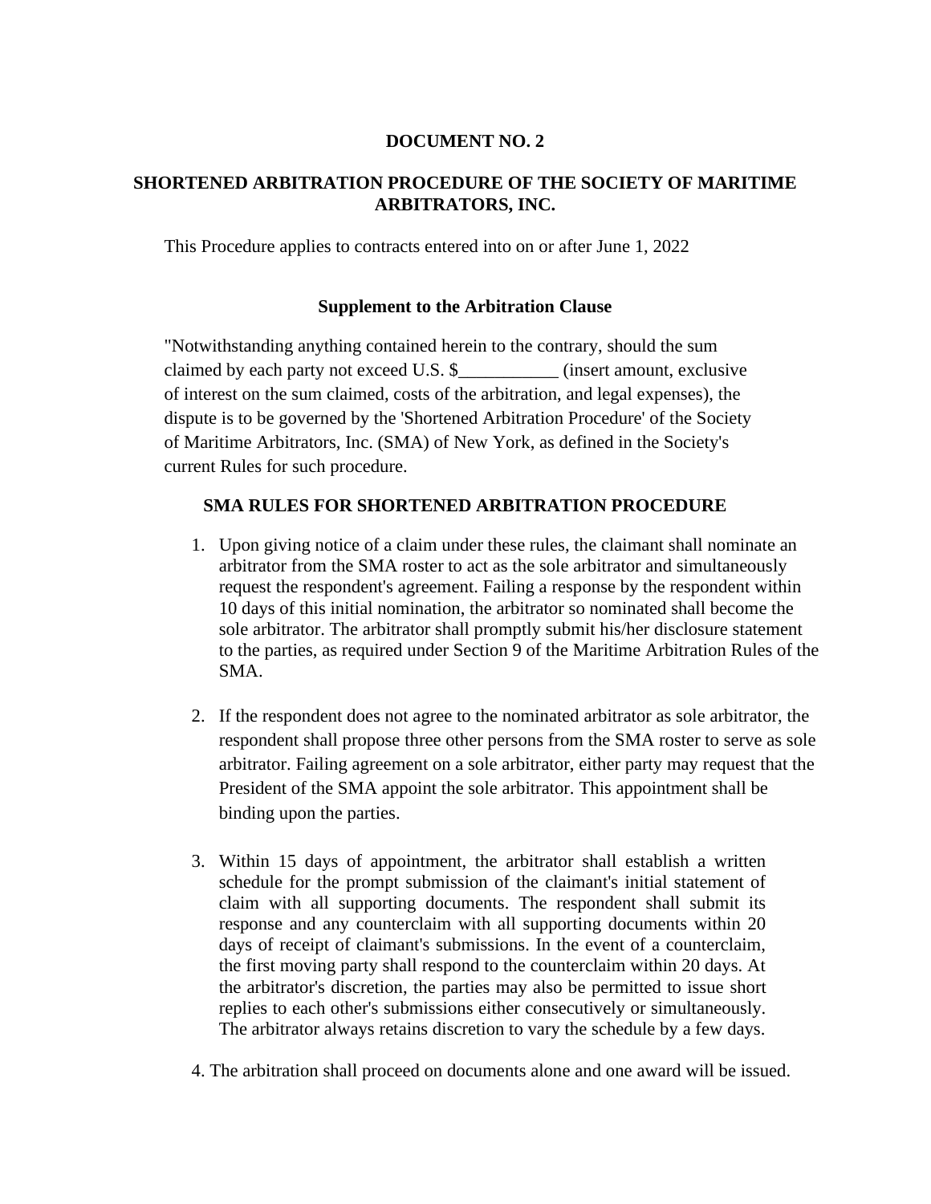**DOCUMENT NO. 2**

# SHORTENED ARBITRATION PROCEDURE OF THE SOCIETY OF MARITIME ARBITRATORS, INC.

This Procedure applies to contracts entered into on or after June 1, 2022

## Supplement to the Arbitration Clause

"Notwithstanding anything contained herein to the contrary, should the sum claimed by each party not exceed U.S. $___________ (insert amount, exclusive of interest on the sum claimed, costs of the arbitration, and legal expenses), the dispute is to be governed by the 'Shortened Arbitration Procedure' of the Society of Maritime Arbitrators, Inc. (SMA) of New York, as defined in the Society's current Rules for such procedure.

## SMA RULES FOR SHORTENED ARBITRATION PROCEDURE

1. Upon giving notice of a claim under these rules, the claimant shall nominate an arbitrator from the SMA roster to act as the sole arbitrator and simultaneously request the respondent's agreement. Failing a response by the respondent within 10 days of this initial nomination, the arbitrator so nominated shall become the sole arbitrator. The arbitrator shall promptly submit his/her disclosure statement to the parties, as required under Section 9 of the Maritime Arbitration Rules of the SMA.

2. If the respondent does not agree to the nominated arbitrator as sole arbitrator, the respondent shall propose three other persons from the SMA roster to serve as sole arbitrator. Failing agreement on a sole arbitrator, either party may request that the President of the SMA appoint the sole arbitrator. This appointment shall be binding upon the parties.

3. Within 15 days of appointment, the arbitrator shall establish a written schedule for the prompt submission of the claimant's initial statement of claim with all supporting documents. The respondent shall submit its response and any counterclaim with all supporting documents within 20 days of receipt of claimant's submissions. In the event of a counterclaim, the first moving party shall respond to the counterclaim within 20 days. At the arbitrator's discretion, the parties may also be permitted to issue short replies to each other's submissions either consecutively or simultaneously. The arbitrator always retains discretion to vary the schedule by a few days.

4. The arbitration shall proceed on documents alone and one award will be issued.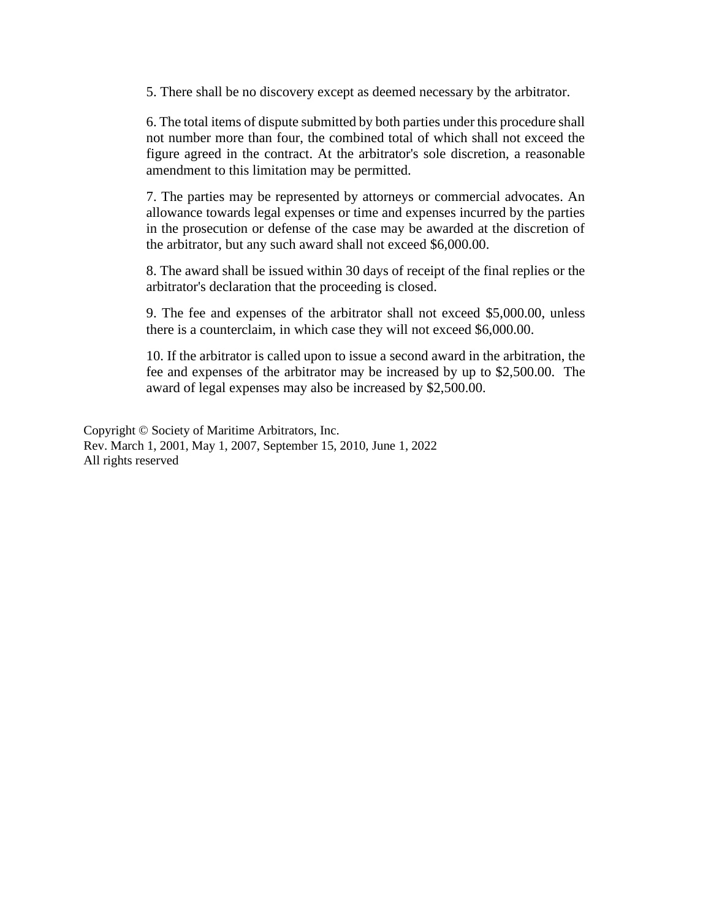5. There shall be no discovery except as deemed necessary by the arbitrator.

6. The total items of dispute submitted by both parties under this procedure shall not number more than four, the combined total of which shall not exceed the figure agreed in the contract. At the arbitrator's sole discretion, a reasonable amendment to this limitation may be permitted.

7. The parties may be represented by attorneys or commercial advocates. An allowance towards legal expenses or time and expenses incurred by the parties in the prosecution or defense of the case may be awarded at the discretion of the arbitrator, but any such award shall not exceed $6,000.00.

8. The award shall be issued within 30 days of receipt of the final replies or the arbitrator's declaration that the proceeding is closed.

9. The fee and expenses of the arbitrator shall not exceed $5,000.00, unless there is a counterclaim, in which case they will not exceed $6,000.00.

10. If the arbitrator is called upon to issue a second award in the arbitration, the fee and expenses of the arbitrator may be increased by up to $2,500.00. The award of legal expenses may also be increased by $2,500.00.

Copyright © Society of Maritime Arbitrators, Inc.
Rev. March 1, 2001, May 1, 2007, September 15, 2010, June 1, 2022
All rights reserved